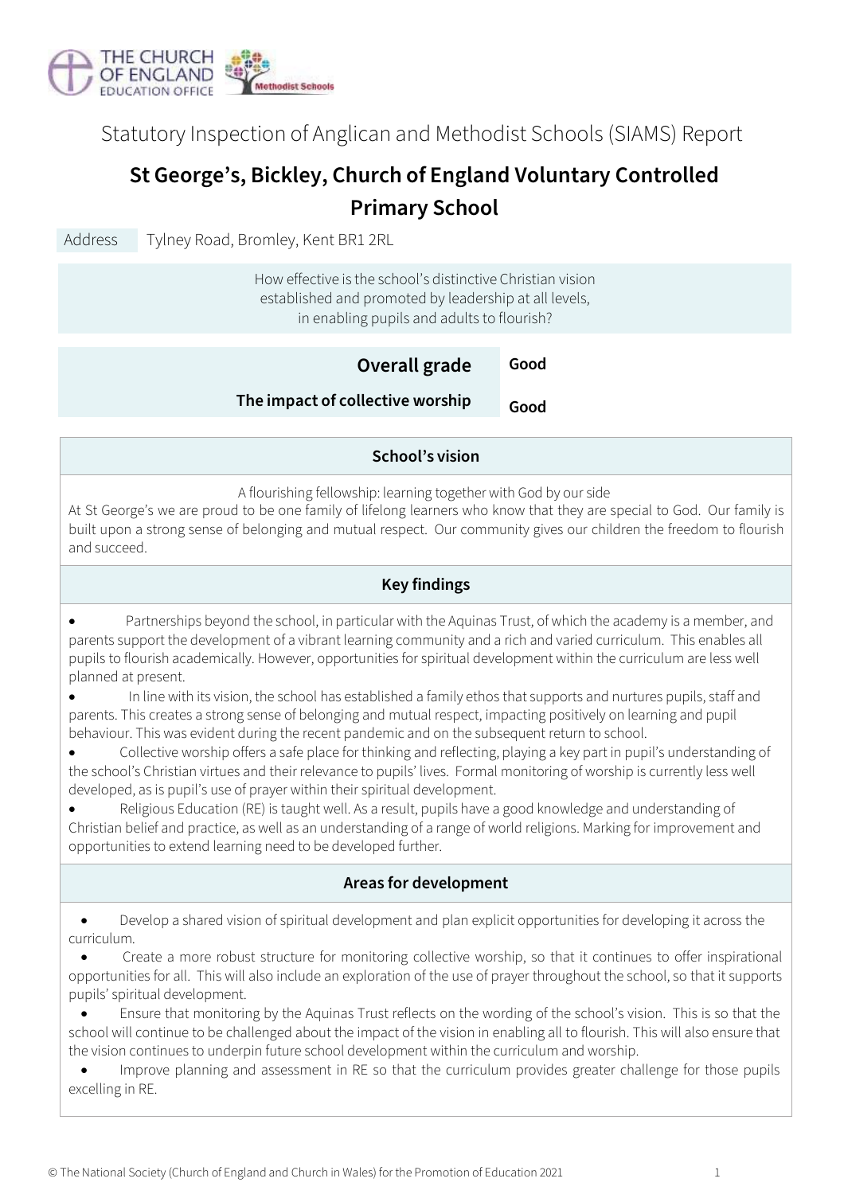Statutory Inspection of Anglican and Methodist Schools (SIAMS) Report

# St George's, Bickley, Church of England Voluntary Controlled Primary School

| Address | Tylney Road, Bromley, Kent BR1 2RL |
| --- | --- |

How effective is the school's distinctive Christian vision established and promoted by leadership at all levels, in enabling pupils and adults to flourish?

| | |
| --- | --- |
| **Overall grade** | **Good** |
| **The impact of collective worship** | **Good** |

## School's vision

A flourishing fellowship: learning together with God by our side

At St George's we are proud to be one family of lifelong learners who know that they are special to God. Our family is built upon a strong sense of belonging and mutual respect. Our community gives our children the freedom to flourish and succeed.

## Key findings

- Partnerships beyond the school, in particular with the Aquinas Trust, of which the academy is a member, and parents support the development of a vibrant learning community and a rich and varied curriculum. This enables all pupils to flourish academically. However, opportunities for spiritual development within the curriculum are less well planned at present.
- In line with its vision, the school has established a family ethos that supports and nurtures pupils, staff and parents. This creates a strong sense of belonging and mutual respect, impacting positively on learning and pupil behaviour. This was evident during the recent pandemic and on the subsequent return to school.
- Collective worship offers a safe place for thinking and reflecting, playing a key part in pupil's understanding of the school's Christian virtues and their relevance to pupils' lives. Formal monitoring of worship is currently less well developed, as is pupil's use of prayer within their spiritual development.
- Religious Education (RE) is taught well. As a result, pupils have a good knowledge and understanding of Christian belief and practice, as well as an understanding of a range of world religions. Marking for improvement and opportunities to extend learning need to be developed further.

## Areas for development

- Develop a shared vision of spiritual development and plan explicit opportunities for developing it across the curriculum.
- Create a more robust structure for monitoring collective worship, so that it continues to offer inspirational opportunities for all. This will also include an exploration of the use of prayer throughout the school, so that it supports pupils' spiritual development.
- Ensure that monitoring by the Aquinas Trust reflects on the wording of the school's vision. This is so that the school will continue to be challenged about the impact of the vision in enabling all to flourish. This will also ensure that the vision continues to underpin future school development within the curriculum and worship.
- Improve planning and assessment in RE so that the curriculum provides greater challenge for those pupils excelling in RE.

© The National Society (Church of England and Church in Wales) for the Promotion of Education 2021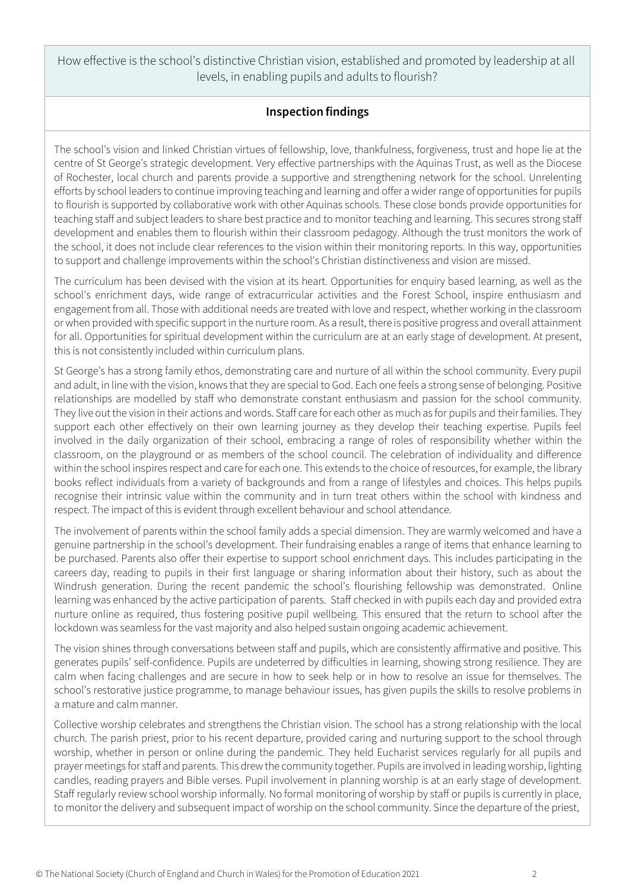How effective is the school's distinctive Christian vision, established and promoted by leadership at all levels, in enabling pupils and adults to flourish?

## Inspection findings

The school's vision and linked Christian virtues of fellowship, love, thankfulness, forgiveness, trust and hope lie at the centre of St George's strategic development. Very effective partnerships with the Aquinas Trust, as well as the Diocese of Rochester, local church and parents provide a supportive and strengthening network for the school. Unrelenting efforts by school leaders to continue improving teaching and learning and offer a wider range of opportunities for pupils to flourish is supported by collaborative work with other Aquinas schools. These close bonds provide opportunities for teaching staff and subject leaders to share best practice and to monitor teaching and learning. This secures strong staff development and enables them to flourish within their classroom pedagogy. Although the trust monitors the work of the school, it does not include clear references to the vision within their monitoring reports. In this way, opportunities to support and challenge improvements within the school's Christian distinctiveness and vision are missed.

The curriculum has been devised with the vision at its heart. Opportunities for enquiry based learning, as well as the school's enrichment days, wide range of extracurricular activities and the Forest School, inspire enthusiasm and engagement from all. Those with additional needs are treated with love and respect, whether working in the classroom or when provided with specific support in the nurture room. As a result, there is positive progress and overall attainment for all. Opportunities for spiritual development within the curriculum are at an early stage of development. At present, this is not consistently included within curriculum plans.

St George's has a strong family ethos, demonstrating care and nurture of all within the school community. Every pupil and adult, in line with the vision, knows that they are special to God. Each one feels a strong sense of belonging. Positive relationships are modelled by staff who demonstrate constant enthusiasm and passion for the school community. They live out the vision in their actions and words. Staff care for each other as much as for pupils and their families. They support each other effectively on their own learning journey as they develop their teaching expertise. Pupils feel involved in the daily organization of their school, embracing a range of roles of responsibility whether within the classroom, on the playground or as members of the school council. The celebration of individuality and difference within the school inspires respect and care for each one. This extends to the choice of resources, for example, the library books reflect individuals from a variety of backgrounds and from a range of lifestyles and choices. This helps pupils recognise their intrinsic value within the community and in turn treat others within the school with kindness and respect. The impact of this is evident through excellent behaviour and school attendance.

The involvement of parents within the school family adds a special dimension. They are warmly welcomed and have a genuine partnership in the school's development. Their fundraising enables a range of items that enhance learning to be purchased. Parents also offer their expertise to support school enrichment days. This includes participating in the careers day, reading to pupils in their first language or sharing information about their history, such as about the Windrush generation. During the recent pandemic the school's flourishing fellowship was demonstrated. Online learning was enhanced by the active participation of parents. Staff checked in with pupils each day and provided extra nurture online as required, thus fostering positive pupil wellbeing. This ensured that the return to school after the lockdown was seamless for the vast majority and also helped sustain ongoing academic achievement.

The vision shines through conversations between staff and pupils, which are consistently affirmative and positive. This generates pupils' self-confidence. Pupils are undeterred by difficulties in learning, showing strong resilience. They are calm when facing challenges and are secure in how to seek help or in how to resolve an issue for themselves. The school's restorative justice programme, to manage behaviour issues, has given pupils the skills to resolve problems in a mature and calm manner.

Collective worship celebrates and strengthens the Christian vision. The school has a strong relationship with the local church. The parish priest, prior to his recent departure, provided caring and nurturing support to the school through worship, whether in person or online during the pandemic. They held Eucharist services regularly for all pupils and prayer meetings for staff and parents. This drew the community together. Pupils are involved in leading worship, lighting candles, reading prayers and Bible verses. Pupil involvement in planning worship is at an early stage of development. Staff regularly review school worship informally. No formal monitoring of worship by staff or pupils is currently in place, to monitor the delivery and subsequent impact of worship on the school community. Since the departure of the priest,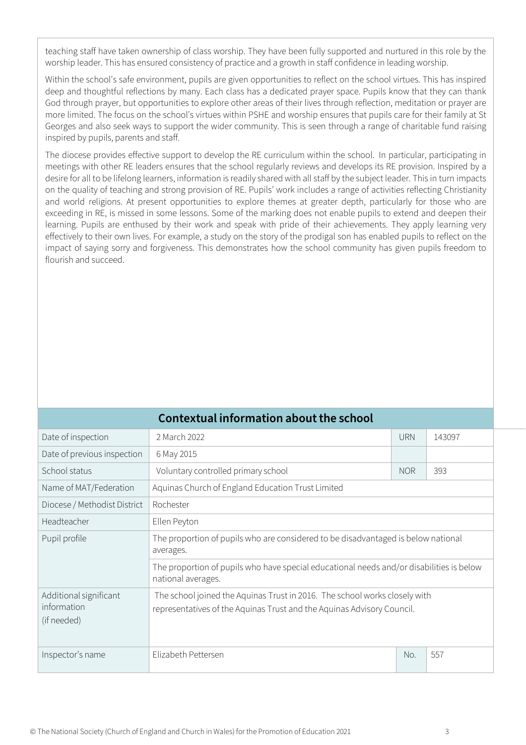teaching staff have taken ownership of class worship. They have been fully supported and nurtured in this role by the worship leader. This has ensured consistency of practice and a growth in staff confidence in leading worship.

Within the school's safe environment, pupils are given opportunities to reflect on the school virtues. This has inspired deep and thoughtful reflections by many. Each class has a dedicated prayer space. Pupils know that they can thank God through prayer, but opportunities to explore other areas of their lives through reflection, meditation or prayer are more limited. The focus on the school's virtues within PSHE and worship ensures that pupils care for their family at St Georges and also seek ways to support the wider community. This is seen through a range of charitable fund raising inspired by pupils, parents and staff.

The diocese provides effective support to develop the RE curriculum within the school. In particular, participating in meetings with other RE leaders ensures that the school regularly reviews and develops its RE provision. Inspired by a desire for all to be lifelong learners, information is readily shared with all staff by the subject leader. This in turn impacts on the quality of teaching and strong provision of RE. Pupils' work includes a range of activities reflecting Christianity and world religions. At present opportunities to explore themes at greater depth, particularly for those who are exceeding in RE, is missed in some lessons. Some of the marking does not enable pupils to extend and deepen their learning. Pupils are enthused by their work and speak with pride of their achievements. They apply learning very effectively to their own lives. For example, a study on the story of the prodigal son has enabled pupils to reflect on the impact of saying sorry and forgiveness. This demonstrates how the school community has given pupils freedom to flourish and succeed.

## Contextual information about the school

| | | | |
|---|---|---|---|
| Date of inspection | 2 March 2022 | URN | 143097 |
| Date of previous inspection | 6 May 2015 | | |
| School status | Voluntary controlled primary school | NOR | 393 |
| Name of MAT/Federation | Aquinas Church of England Education Trust Limited | | |
| Diocese / Methodist District | Rochester | | |
| Headteacher | Ellen Peyton | | |
| Pupil profile | The proportion of pupils who are considered to be disadvantaged is below national averages. | | |
| | The proportion of pupils who have special educational needs and/or disabilities is below national averages. | | |
| Additional significant information (if needed) | The school joined the Aquinas Trust in 2016. The school works closely with representatives of the Aquinas Trust and the Aquinas Advisory Council. | | |
| Inspector's name | Elizabeth Pettersen | No. | 557 |

© The National Society (Church of England and Church in Wales) for the Promotion of Education 2021